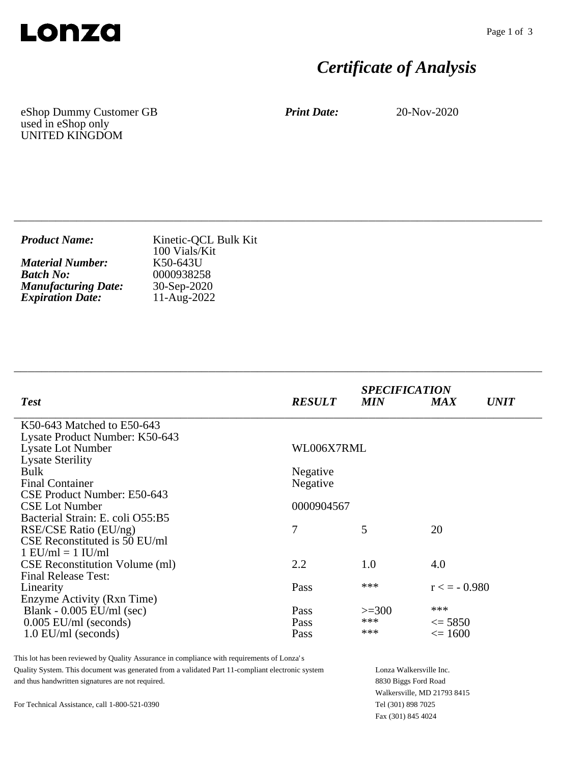Lonza

# Certificate of Analysis

eShop Dummy Customer GB
used in eShop only
UNITED KINGDOM

***Print Date:*** 20-Nov-2020

---

***Product Name:*** Kinetic-QCL Bulk Kit 100 Vials/Kit
***Material Number:*** K50-643U
***Batch No:*** 0000938258
***Manufacturing Date:*** 30-Sep-2020
***Expiration Date:*** 11-Aug-2022

---

| *Test* | *RESULT* | *SPECIFICATION MIN* | *MAX* | *UNIT* |
|---|---|---|---|---|
| K50-643 Matched to E50-643 | | | | |
| Lysate Product Number: K50-643 | | | | |
| Lysate Lot Number | WL006X7RML | | | |
| Lysate Sterility | | | | |
| Bulk | Negative | | | |
| Final Container | Negative | | | |
| CSE Product Number: E50-643 | | | | |
| CSE Lot Number | 0000904567 | | | |
| Bacterial Strain: E. coli O55:B5 | | | | |
| RSE/CSE Ratio (EU/ng) | 7 | 5 | 20 | |
| CSE Reconstituted is 50 EU/ml | | | | |
| 1 EU/ml = 1 IU/ml | | | | |
| CSE Reconstitution Volume (ml) | 2.2 | 1.0 | 4.0 | |
| Final Release Test: | | | | |
| Linearity | Pass | *** | r < = - 0.980 | |
| Enzyme Activity (Rxn Time) | | | | |
| Blank - 0.005 EU/ml (sec) | Pass | >=300 | *** | |
| 0.005 EU/ml (seconds) | Pass | *** | <= 5850 | |
| 1.0 EU/ml (seconds) | Pass | *** | <= 1600 | |

This lot has been reviewed by Quality Assurance in compliance with requirements of Lonza's Quality System. This document was generated from a validated Part 11-compliant electronic system and thus handwritten signatures are not required.

For Technical Assistance, call 1-800-521-0390

Lonza Walkersville Inc.
8830 Biggs Ford Road
Walkersville, MD 21793 8415
Tel (301) 898 7025
Fax (301) 845 4024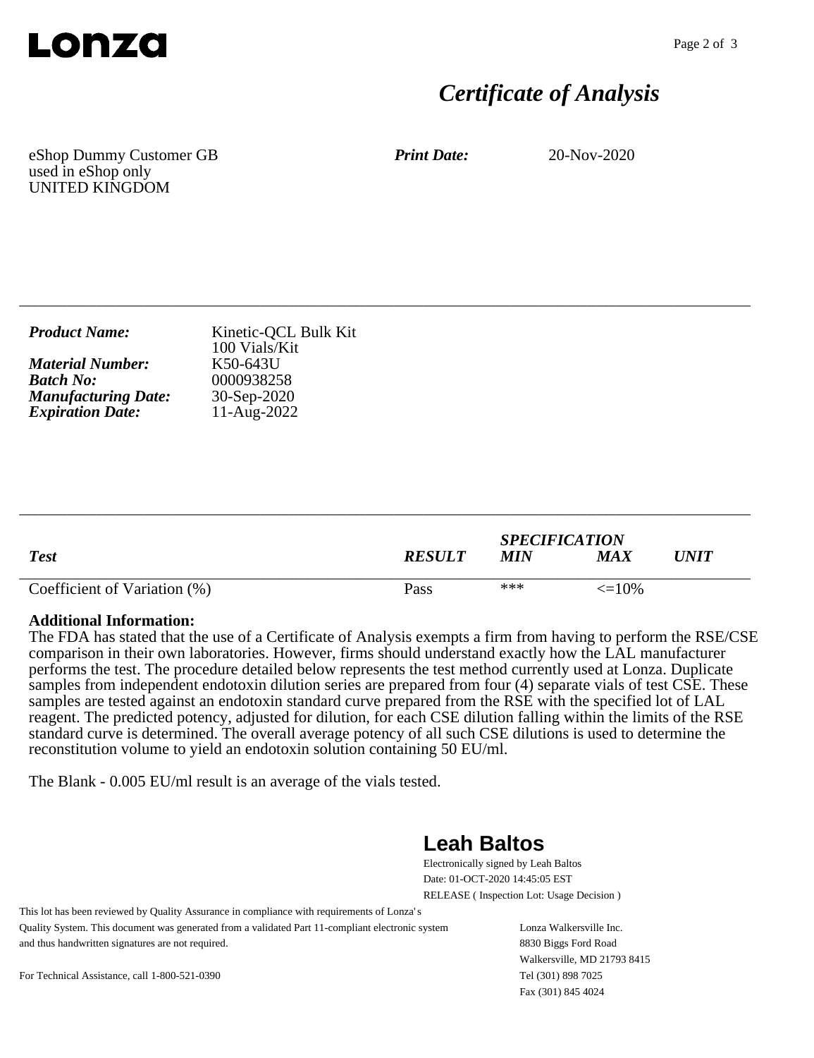# Certificate of Analysis

eShop Dummy Customer GB
used in eShop only
UNITED KINGDOM

***Print Date:*** 20-Nov-2020

---

***Product Name:*** Kinetic-QCL Bulk Kit
100 Vials/Kit
***Material Number:*** K50-643U
***Batch No:*** 0000938258
***Manufacturing Date:*** 30-Sep-2020
***Expiration Date:*** 11-Aug-2022

---

| *Test* | *RESULT* | *SPECIFICATION* *MIN* | *MAX* | *UNIT* |
|---|---|---|---|---|
| Coefficient of Variation (%) | Pass | *** | <=10% | |

**Additional Information:**
The FDA has stated that the use of a Certificate of Analysis exempts a firm from having to perform the RSE/CSE comparison in their own laboratories. However, firms should understand exactly how the LAL manufacturer performs the test. The procedure detailed below represents the test method currently used at Lonza. Duplicate samples from independent endotoxin dilution series are prepared from four (4) separate vials of test CSE. These samples are tested against an endotoxin standard curve prepared from the RSE with the specified lot of LAL reagent. The predicted potency, adjusted for dilution, for each CSE dilution falling within the limits of the RSE standard curve is determined. The overall average potency of all such CSE dilutions is used to determine the reconstitution volume to yield an endotoxin solution containing 50 EU/ml.

The Blank - 0.005 EU/ml result is an average of the vials tested.

**Leah Baltos**
Electronically signed by Leah Baltos
Date: 01-OCT-2020 14:45:05 EST
RELEASE ( Inspection Lot: Usage Decision )

This lot has been reviewed by Quality Assurance in compliance with requirements of Lonza's Quality System. This document was generated from a validated Part 11-compliant electronic system and thus handwritten signatures are not required.

For Technical Assistance, call 1-800-521-0390

Lonza Walkersville Inc.
8830 Biggs Ford Road
Walkersville, MD 21793 8415
Tel (301) 898 7025
Fax (301) 845 4024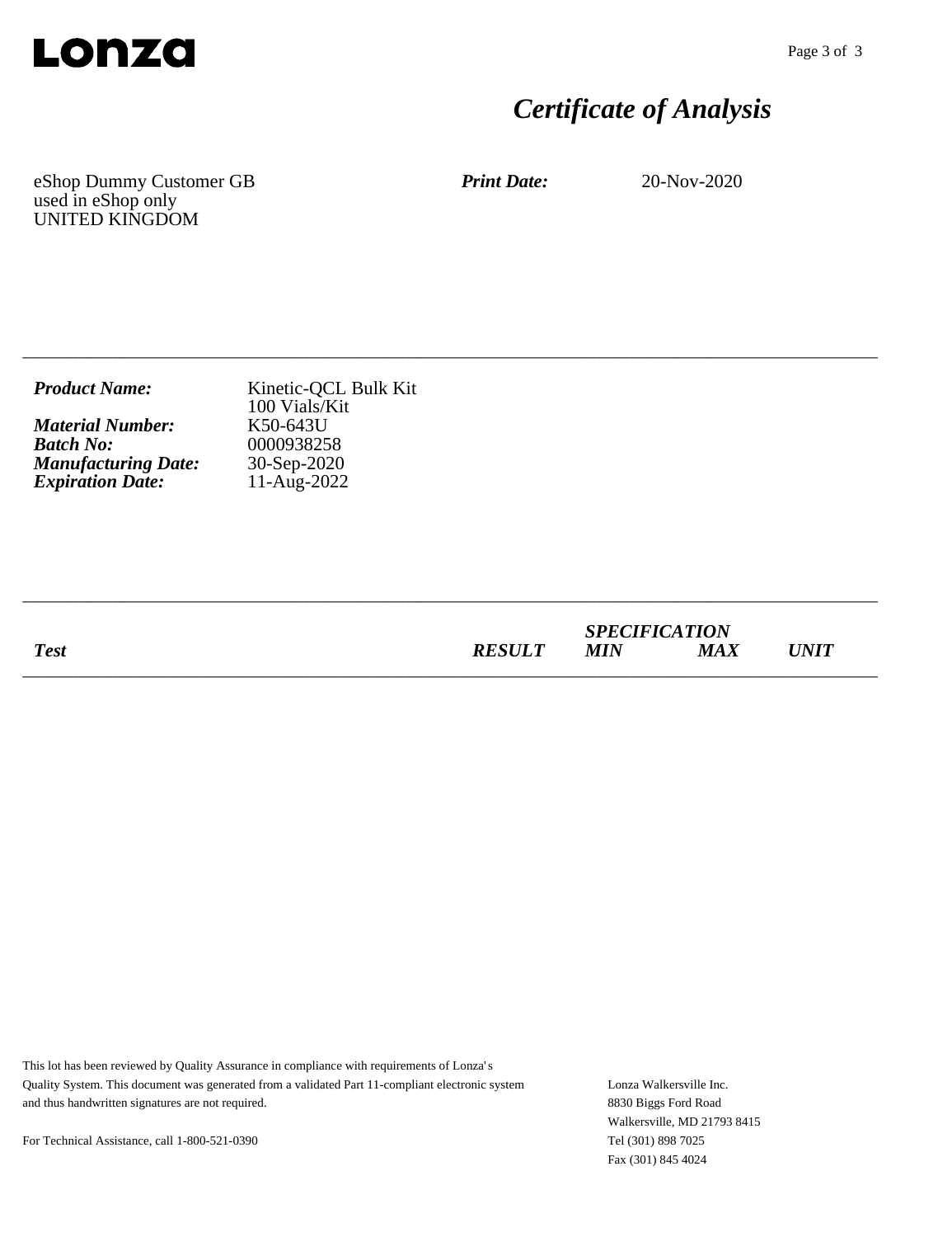# Certificate of Analysis

eShop Dummy Customer GB
used in eShop only
UNITED KINGDOM

***Print Date:*** 20-Nov-2020

---

| | |
|---|---|
| ***Product Name:*** | Kinetic-QCL Bulk Kit<br>100 Vials/Kit |
| ***Material Number:*** | K50-643U |
| ***Batch No:*** | 0000938258 |
| ***Manufacturing Date:*** | 30-Sep-2020 |
| ***Expiration Date:*** | 11-Aug-2022 |

---

| | | *SPECIFICATION* | | |
|---|---|---|---|---|
| ***Test*** | ***RESULT*** | ***MIN*** | ***MAX*** | ***UNIT*** |

This lot has been reviewed by Quality Assurance in compliance with requirements of Lonza's Quality System. This document was generated from a validated Part 11-compliant electronic system and thus handwritten signatures are not required.

For Technical Assistance, call 1-800-521-0390

Lonza Walkersville Inc.
8830 Biggs Ford Road
Walkersville, MD 21793 8415
Tel (301) 898 7025
Fax (301) 845 4024